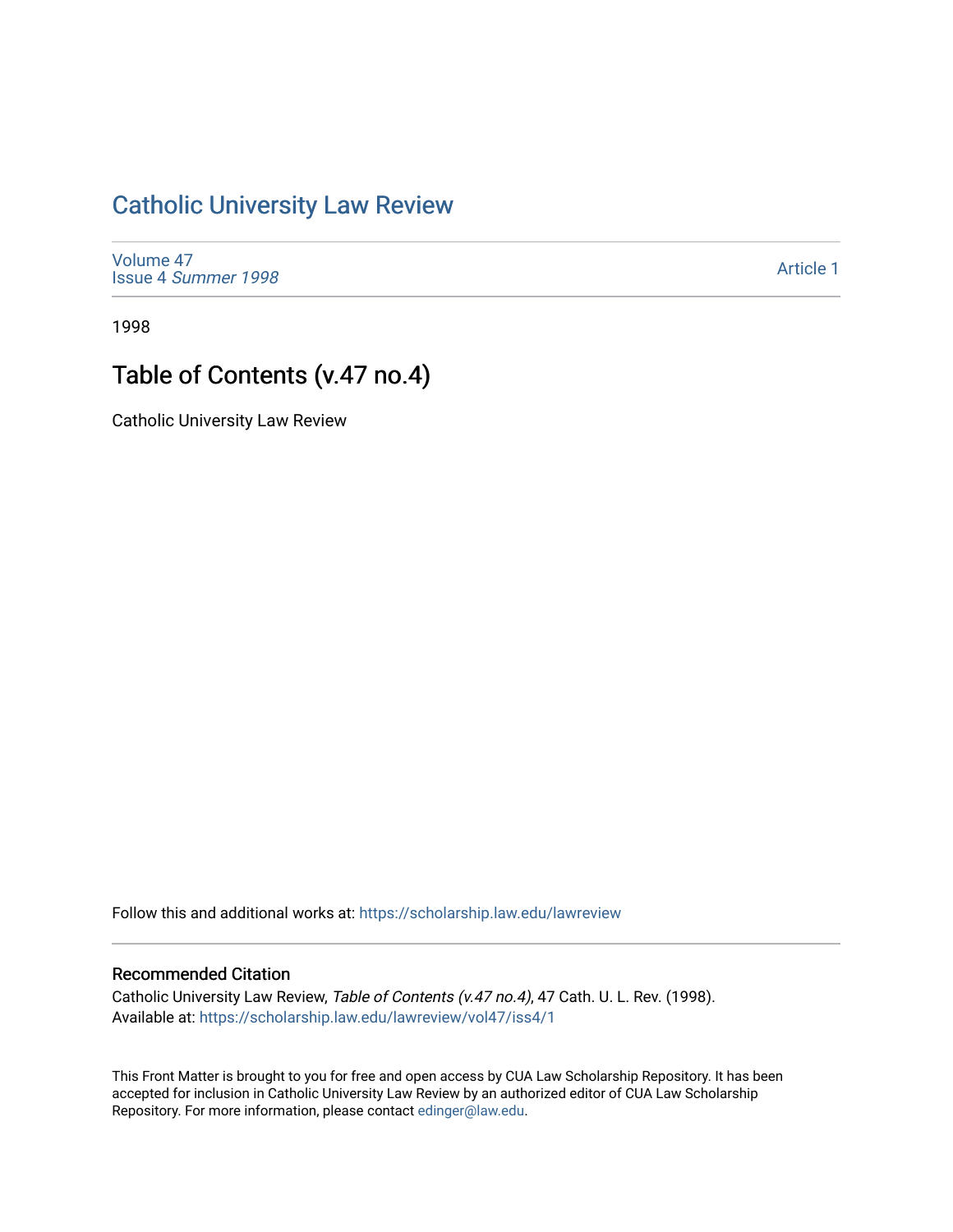# Catholic University Law Review

Volume 47
Issue 4 *Summer 1998*

Article 1

1998

## Table of Contents (v.47 no.4)

Catholic University Law Review

Follow this and additional works at: https://scholarship.law.edu/lawreview

### Recommended Citation

Catholic University Law Review, *Table of Contents (v.47 no.4)*, 47 Cath. U. L. Rev. (1998).
Available at: https://scholarship.law.edu/lawreview/vol47/iss4/1

This Front Matter is brought to you for free and open access by CUA Law Scholarship Repository. It has been accepted for inclusion in Catholic University Law Review by an authorized editor of CUA Law Scholarship Repository. For more information, please contact edinger@law.edu.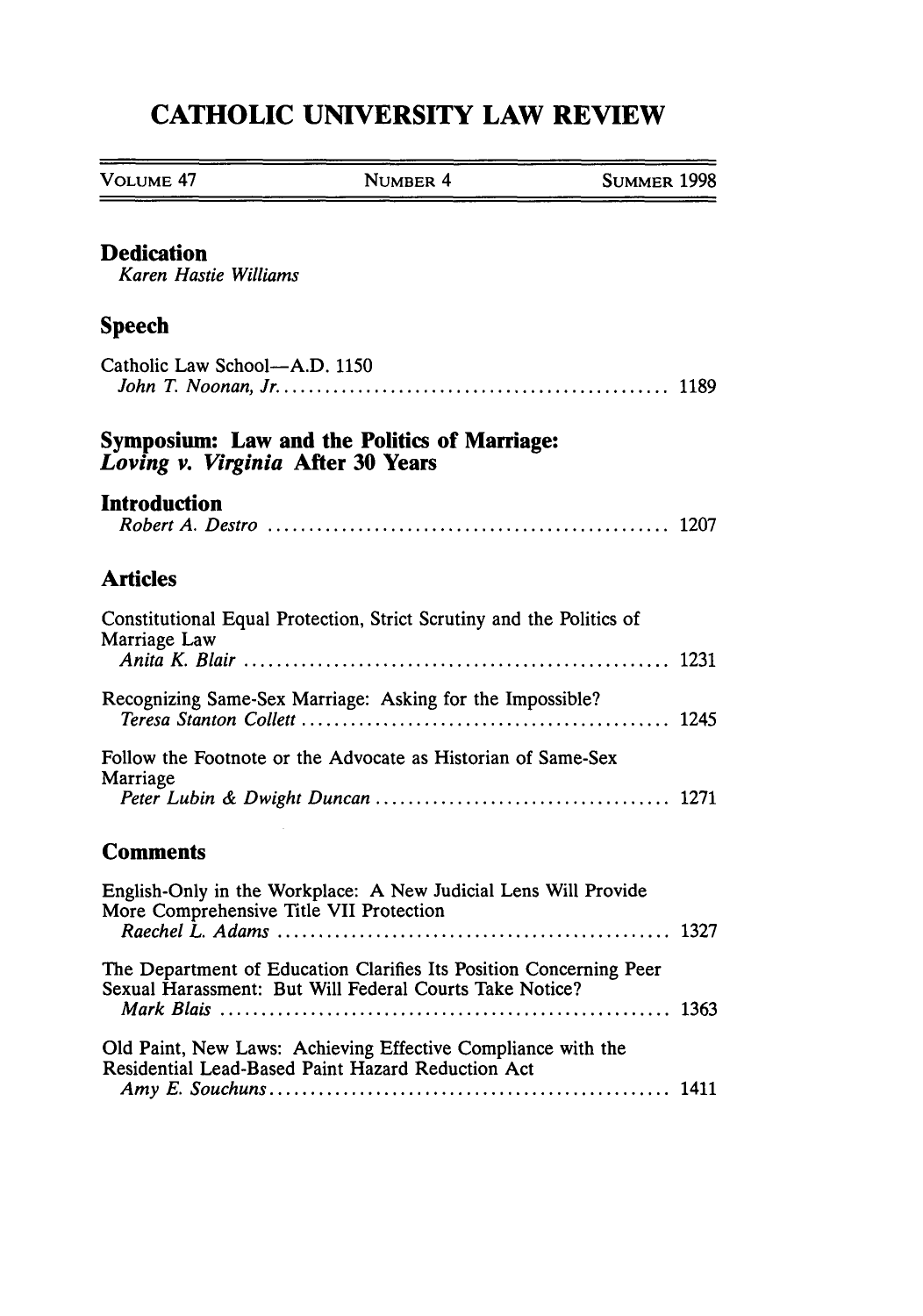# CATHOLIC UNIVERSITY LAW REVIEW

VOLUME 47 | NUMBER 4 | SUMMER 1998

## Dedication

*Karen Hastie Williams*

## Speech

Catholic Law School—A.D. 1150
*John T. Noonan, Jr.* .......... 1189

## Symposium: Law and the Politics of Marriage: *Loving v. Virginia* After 30 Years

### Introduction

*Robert A. Destro* .......... 1207

### Articles

Constitutional Equal Protection, Strict Scrutiny and the Politics of Marriage Law
*Anita K. Blair* .......... 1231

Recognizing Same-Sex Marriage: Asking for the Impossible?
*Teresa Stanton Collett* .......... 1245

Follow the Footnote or the Advocate as Historian of Same-Sex Marriage
*Peter Lubin & Dwight Duncan* .......... 1271

### Comments

English-Only in the Workplace: A New Judicial Lens Will Provide More Comprehensive Title VII Protection
*Raechel L. Adams* .......... 1327

The Department of Education Clarifies Its Position Concerning Peer Sexual Harassment: But Will Federal Courts Take Notice?
*Mark Blais* .......... 1363

Old Paint, New Laws: Achieving Effective Compliance with the Residential Lead-Based Paint Hazard Reduction Act
*Amy E. Souchuns* .......... 1411